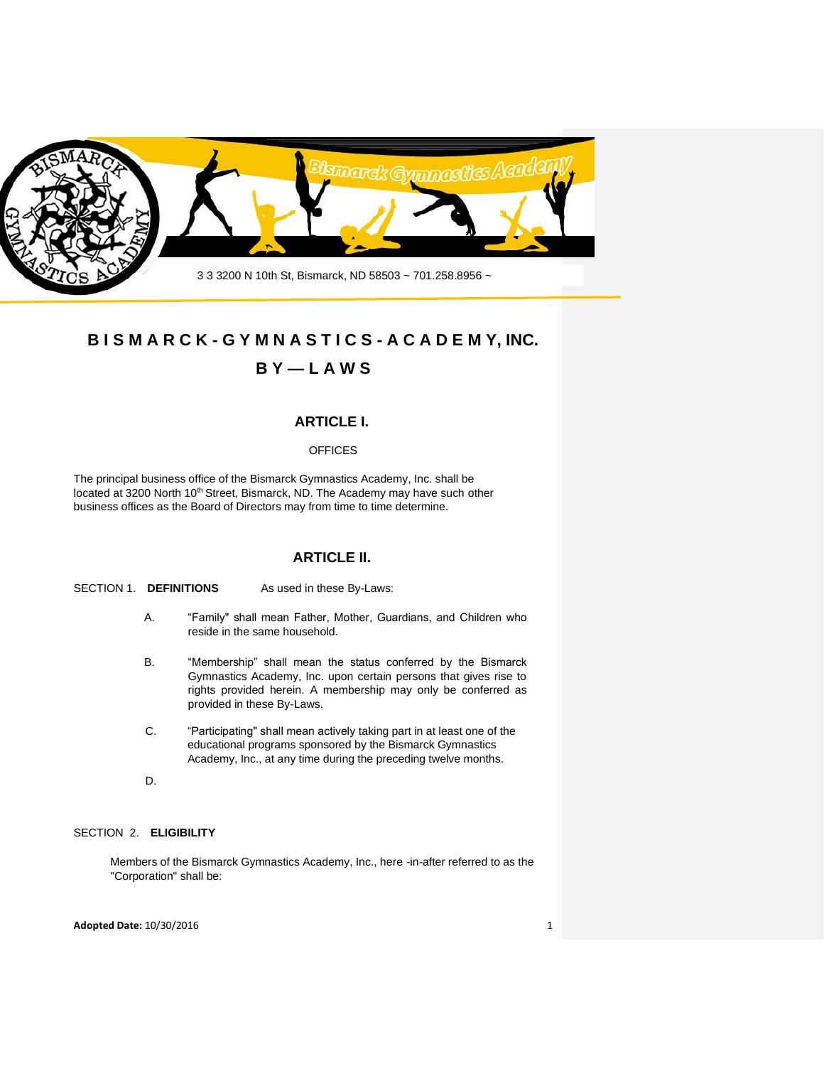3 3 3200 N 10th St, Bismarck, ND 58503 ~ 701.258.8956 ~

# B I S M A R C K - G Y M N A S T I C S - A C A D E M Y, INC.

# B Y — L A W S

## ARTICLE I.

OFFICES

The principal business office of the Bismarck Gymnastics Academy, Inc. shall be located at 3200 North 10th Street, Bismarck, ND. The Academy may have such other business offices as the Board of Directors may from time to time determine.

## ARTICLE II.

SECTION 1. **DEFINITIONS** As used in these By-Laws:

A. "Family" shall mean Father, Mother, Guardians, and Children who reside in the same household.

B. "Membership" shall mean the status conferred by the Bismarck Gymnastics Academy, Inc. upon certain persons that gives rise to rights provided herein. A membership may only be conferred as provided in these By-Laws.

C. "Participating" shall mean actively taking part in at least one of the educational programs sponsored by the Bismarck Gymnastics Academy, Inc., at any time during the preceding twelve months.

D.

SECTION 2. **ELIGIBILITY**

Members of the Bismarck Gymnastics Academy, Inc., here -in-after referred to as the "Corporation" shall be:

**Adopted Date:** 10/30/2016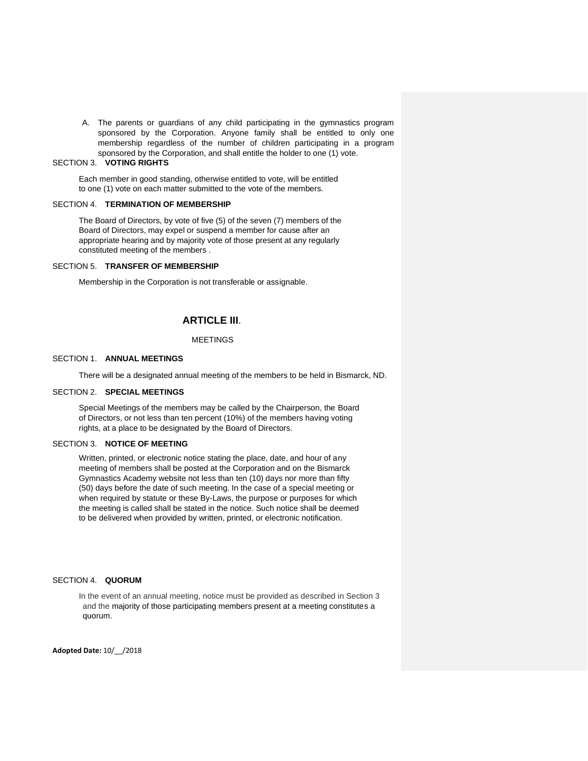A. The parents or guardians of any child participating in the gymnastics program sponsored by the Corporation. Anyone family shall be entitled to only one membership regardless of the number of children participating in a program sponsored by the Corporation, and shall entitle the holder to one (1) vote.

SECTION 3. **VOTING RIGHTS**

Each member in good standing, otherwise entitled to vote, will be entitled to one (1) vote on each matter submitted to the vote of the members.

SECTION 4. **TERMINATION OF MEMBERSHIP**

The Board of Directors, by vote of five (5) of the seven (7) members of the Board of Directors, may expel or suspend a member for cause after an appropriate hearing and by majority vote of those present at any regularly constituted meeting of the members .

SECTION 5. **TRANSFER OF MEMBERSHIP**

Membership in the Corporation is not transferable or assignable.

## ARTICLE III.

MEETINGS

SECTION 1. **ANNUAL MEETINGS**

There will be a designated annual meeting of the members to be held in Bismarck, ND.

SECTION 2. **SPECIAL MEETINGS**

Special Meetings of the members may be called by the Chairperson, the Board of Directors, or not less than ten percent (10%) of the members having voting rights, at a place to be designated by the Board of Directors.

SECTION 3. **NOTICE OF MEETING**

Written, printed, or electronic notice stating the place, date, and hour of any meeting of members shall be posted at the Corporation and on the Bismarck Gymnastics Academy website not less than ten (10) days nor more than fifty (50) days before the date of such meeting. In the case of a special meeting or when required by statute or these By-Laws, the purpose or purposes for which the meeting is called shall be stated in the notice. Such notice shall be deemed to be delivered when provided by written, printed, or electronic notification.

SECTION 4. **QUORUM**

In the event of an annual meeting, notice must be provided as described in Section 3 and the majority of those participating members present at a meeting constitutes a quorum.

**Adopted Date:** 10/__/2018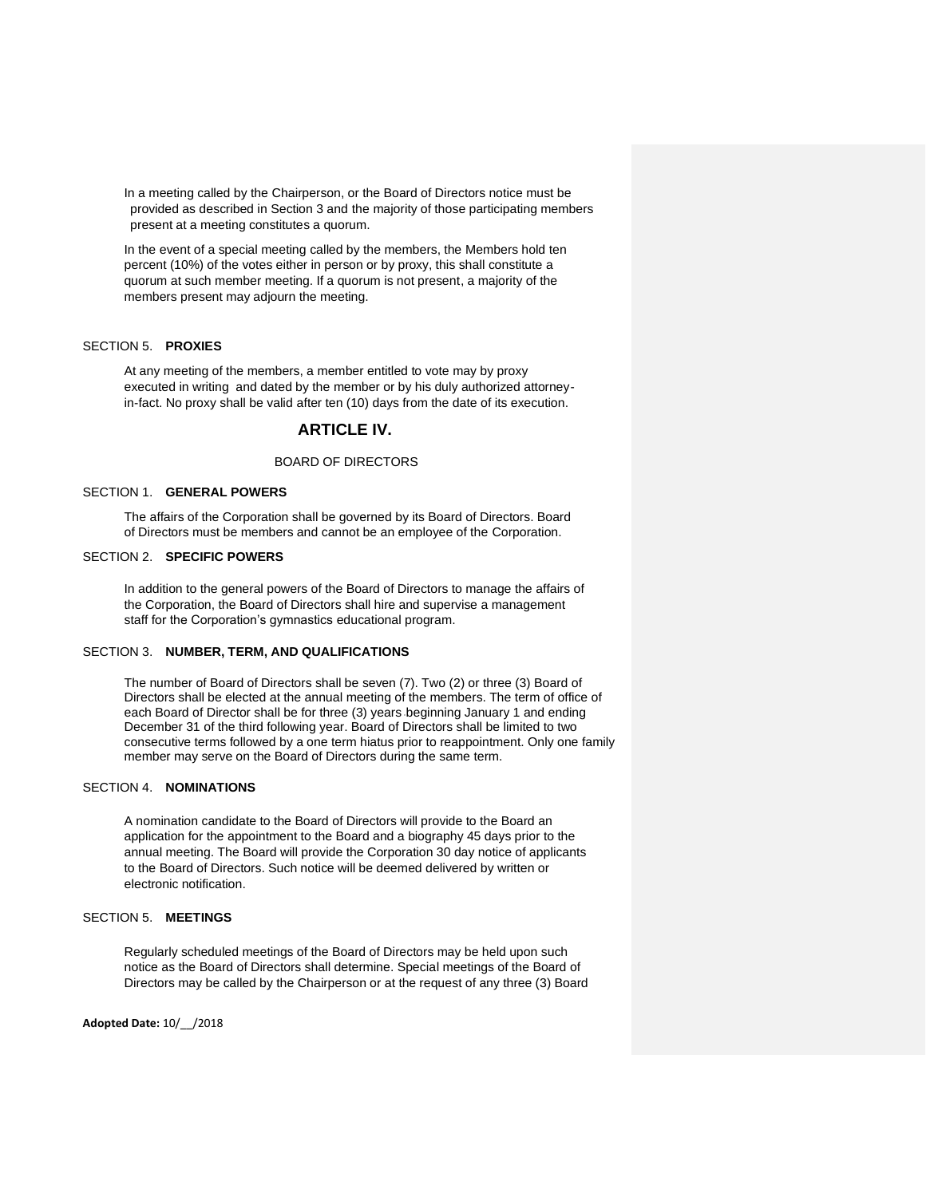In a meeting called by the Chairperson, or the Board of Directors notice must be provided as described in Section 3 and the majority of those participating members present at a meeting constitutes a quorum.

In the event of a special meeting called by the members, the Members hold ten percent (10%) of the votes either in person or by proxy, this shall constitute a quorum at such member meeting. If a quorum is not present, a majority of the members present may adjourn the meeting.

SECTION 5. **PROXIES**

At any meeting of the members, a member entitled to vote may by proxy executed in writing and dated by the member or by his duly authorized attorney-in-fact. No proxy shall be valid after ten (10) days from the date of its execution.

## ARTICLE IV.

BOARD OF DIRECTORS

SECTION 1. **GENERAL POWERS**

The affairs of the Corporation shall be governed by its Board of Directors. Board of Directors must be members and cannot be an employee of the Corporation.

SECTION 2. **SPECIFIC POWERS**

In addition to the general powers of the Board of Directors to manage the affairs of the Corporation, the Board of Directors shall hire and supervise a management staff for the Corporation's gymnastics educational program.

SECTION 3. **NUMBER, TERM, AND QUALIFICATIONS**

The number of Board of Directors shall be seven (7). Two (2) or three (3) Board of Directors shall be elected at the annual meeting of the members. The term of office of each Board of Director shall be for three (3) years beginning January 1 and ending December 31 of the third following year. Board of Directors shall be limited to two consecutive terms followed by a one term hiatus prior to reappointment. Only one family member may serve on the Board of Directors during the same term.

SECTION 4. **NOMINATIONS**

A nomination candidate to the Board of Directors will provide to the Board an application for the appointment to the Board and a biography 45 days prior to the annual meeting. The Board will provide the Corporation 30 day notice of applicants to the Board of Directors. Such notice will be deemed delivered by written or electronic notification.

SECTION 5. **MEETINGS**

Regularly scheduled meetings of the Board of Directors may be held upon such notice as the Board of Directors shall determine. Special meetings of the Board of Directors may be called by the Chairperson or at the request of any three (3) Board

**Adopted Date:** 10/__/2018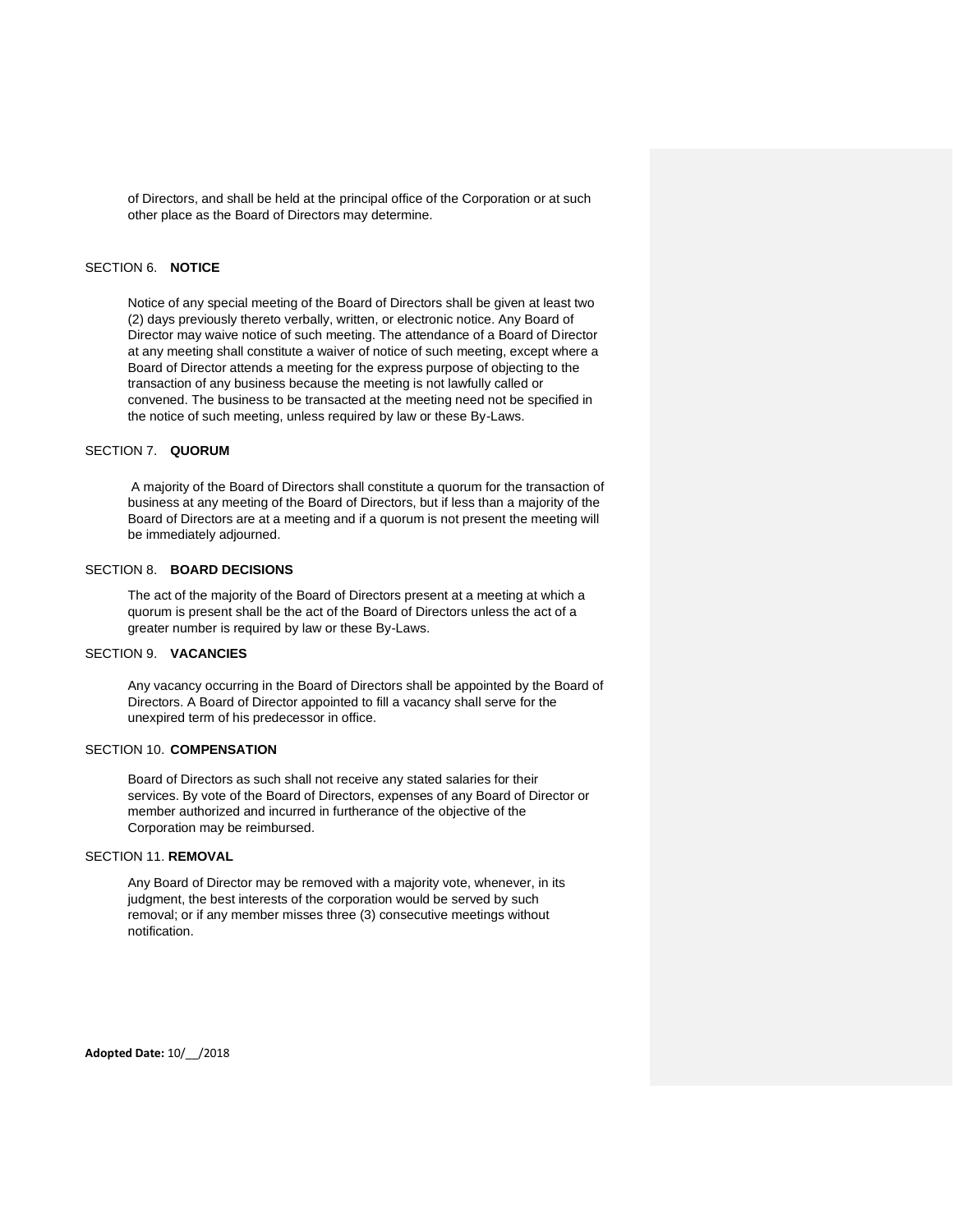of Directors, and shall be held at the principal office of the Corporation or at such other place as the Board of Directors may determine.

SECTION 6. **NOTICE**

Notice of any special meeting of the Board of Directors shall be given at least two (2) days previously thereto verbally, written, or electronic notice. Any Board of Director may waive notice of such meeting. The attendance of a Board of Director at any meeting shall constitute a waiver of notice of such meeting, except where a Board of Director attends a meeting for the express purpose of objecting to the transaction of any business because the meeting is not lawfully called or convened. The business to be transacted at the meeting need not be specified in the notice of such meeting, unless required by law or these By-Laws.

SECTION 7. **QUORUM**

A majority of the Board of Directors shall constitute a quorum for the transaction of business at any meeting of the Board of Directors, but if less than a majority of the Board of Directors are at a meeting and if a quorum is not present the meeting will be immediately adjourned.

SECTION 8. **BOARD DECISIONS**

The act of the majority of the Board of Directors present at a meeting at which a quorum is present shall be the act of the Board of Directors unless the act of a greater number is required by law or these By-Laws.

SECTION 9. **VACANCIES**

Any vacancy occurring in the Board of Directors shall be appointed by the Board of Directors. A Board of Director appointed to fill a vacancy shall serve for the unexpired term of his predecessor in office.

SECTION 10. **COMPENSATION**

Board of Directors as such shall not receive any stated salaries for their services. By vote of the Board of Directors, expenses of any Board of Director or member authorized and incurred in furtherance of the objective of the Corporation may be reimbursed.

SECTION 11. **REMOVAL**

Any Board of Director may be removed with a majority vote, whenever, in its judgment, the best interests of the corporation would be served by such removal; or if any member misses three (3) consecutive meetings without notification.

**Adopted Date:** 10/__/2018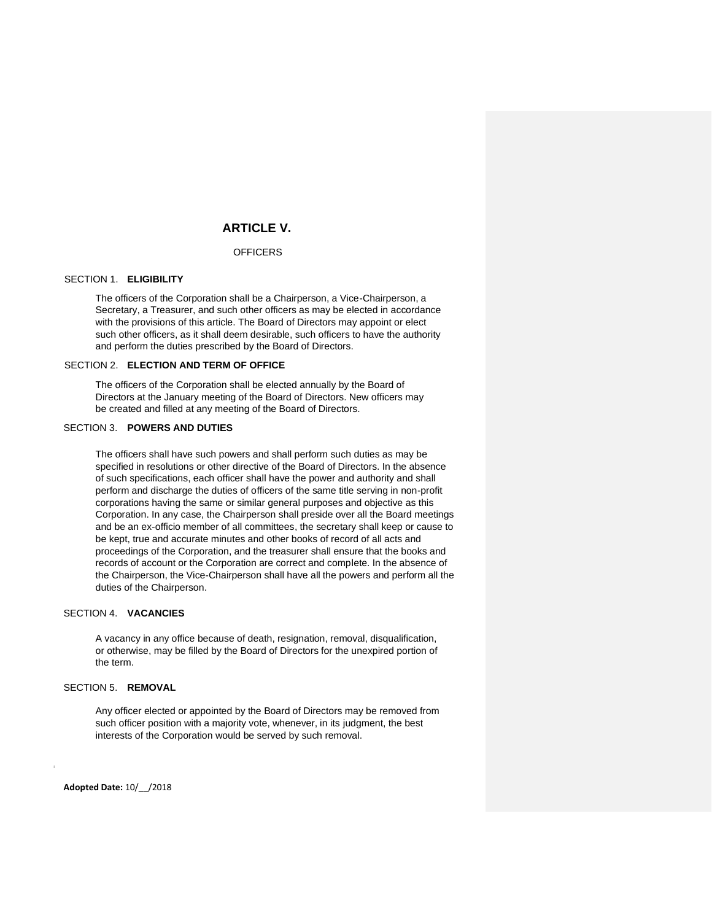# ARTICLE V.

OFFICERS

SECTION 1. **ELIGIBILITY**

The officers of the Corporation shall be a Chairperson, a Vice-Chairperson, a Secretary, a Treasurer, and such other officers as may be elected in accordance with the provisions of this article. The Board of Directors may appoint or elect such other officers, as it shall deem desirable, such officers to have the authority and perform the duties prescribed by the Board of Directors.

SECTION 2. **ELECTION AND TERM OF OFFICE**

The officers of the Corporation shall be elected annually by the Board of Directors at the January meeting of the Board of Directors. New officers may be created and filled at any meeting of the Board of Directors.

SECTION 3. **POWERS AND DUTIES**

The officers shall have such powers and shall perform such duties as may be specified in resolutions or other directive of the Board of Directors. In the absence of such specifications, each officer shall have the power and authority and shall perform and discharge the duties of officers of the same title serving in non-profit corporations having the same or similar general purposes and objective as this Corporation. In any case, the Chairperson shall preside over all the Board meetings and be an ex-officio member of all committees, the secretary shall keep or cause to be kept, true and accurate minutes and other books of record of all acts and proceedings of the Corporation, and the treasurer shall ensure that the books and records of account or the Corporation are correct and complete. In the absence of the Chairperson, the Vice-Chairperson shall have all the powers and perform all the duties of the Chairperson.

SECTION 4. **VACANCIES**

A vacancy in any office because of death, resignation, removal, disqualification, or otherwise, may be filled by the Board of Directors for the unexpired portion of the term.

SECTION 5. **REMOVAL**

Any officer elected or appointed by the Board of Directors may be removed from such officer position with a majority vote, whenever, in its judgment, the best interests of the Corporation would be served by such removal.

**Adopted Date:** 10/__/2018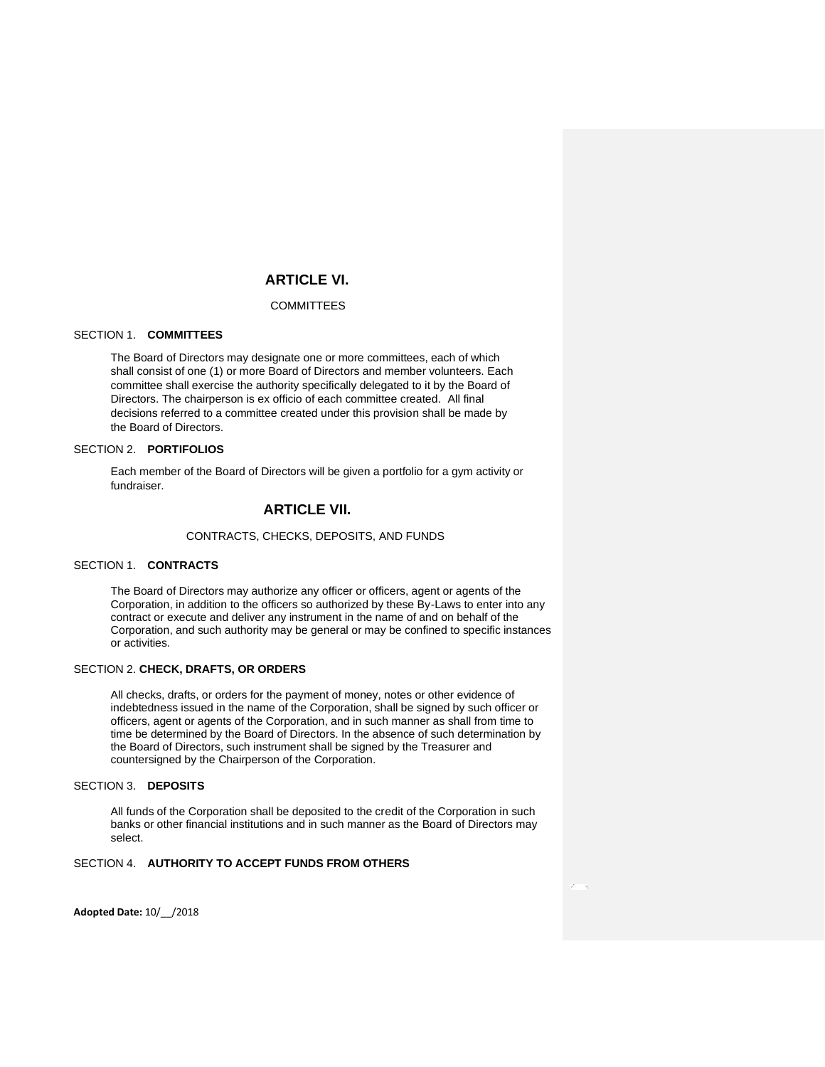# ARTICLE VI.

COMMITTEES

SECTION 1. **COMMITTEES**

The Board of Directors may designate one or more committees, each of which shall consist of one (1) or more Board of Directors and member volunteers. Each committee shall exercise the authority specifically delegated to it by the Board of Directors. The chairperson is ex officio of each committee created. All final decisions referred to a committee created under this provision shall be made by the Board of Directors.

SECTION 2. **PORTFOLIOS**

Each member of the Board of Directors will be given a portfolio for a gym activity or fundraiser.

# ARTICLE VII.

CONTRACTS, CHECKS, DEPOSITS, AND FUNDS

SECTION 1. **CONTRACTS**

The Board of Directors may authorize any officer or officers, agent or agents of the Corporation, in addition to the officers so authorized by these By-Laws to enter into any contract or execute and deliver any instrument in the name of and on behalf of the Corporation, and such authority may be general or may be confined to specific instances or activities.

SECTION 2. **CHECK, DRAFTS, OR ORDERS**

All checks, drafts, or orders for the payment of money, notes or other evidence of indebtedness issued in the name of the Corporation, shall be signed by such officer or officers, agent or agents of the Corporation, and in such manner as shall from time to time be determined by the Board of Directors. In the absence of such determination by the Board of Directors, such instrument shall be signed by the Treasurer and countersigned by the Chairperson of the Corporation.

SECTION 3. **DEPOSITS**

All funds of the Corporation shall be deposited to the credit of the Corporation in such banks or other financial institutions and in such manner as the Board of Directors may select.

SECTION 4. **AUTHORITY TO ACCEPT FUNDS FROM OTHERS**

**Adopted Date:** 10/__/2018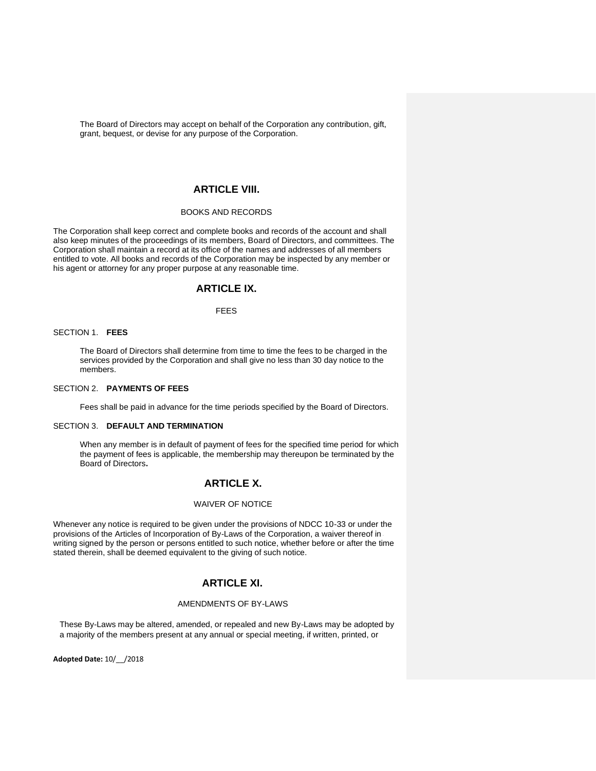The Board of Directors may accept on behalf of the Corporation any contribution, gift, grant, bequest, or devise for any purpose of the Corporation.

## ARTICLE VIII.

BOOKS AND RECORDS

The Corporation shall keep correct and complete books and records of the account and shall also keep minutes of the proceedings of its members, Board of Directors, and committees. The Corporation shall maintain a record at its office of the names and addresses of all members entitled to vote. All books and records of the Corporation may be inspected by any member or his agent or attorney for any proper purpose at any reasonable time.

## ARTICLE IX.

FEES

SECTION 1. **FEES**

The Board of Directors shall determine from time to time the fees to be charged in the services provided by the Corporation and shall give no less than 30 day notice to the members.

SECTION 2. **PAYMENTS OF FEES**

Fees shall be paid in advance for the time periods specified by the Board of Directors.

SECTION 3. **DEFAULT AND TERMINATION**

When any member is in default of payment of fees for the specified time period for which the payment of fees is applicable, the membership may thereupon be terminated by the Board of Directors**.**

## ARTICLE X.

WAIVER OF NOTICE

Whenever any notice is required to be given under the provisions of NDCC 10-33 or under the provisions of the Articles of Incorporation of By-Laws of the Corporation, a waiver thereof in writing signed by the person or persons entitled to such notice, whether before or after the time stated therein, shall be deemed equivalent to the giving of such notice.

## ARTICLE XI.

AMENDMENTS OF BY-LAWS

These By-Laws may be altered, amended, or repealed and new By-Laws may be adopted by a majority of the members present at any annual or special meeting, if written, printed, or

**Adopted Date:** 10/\_\_/2018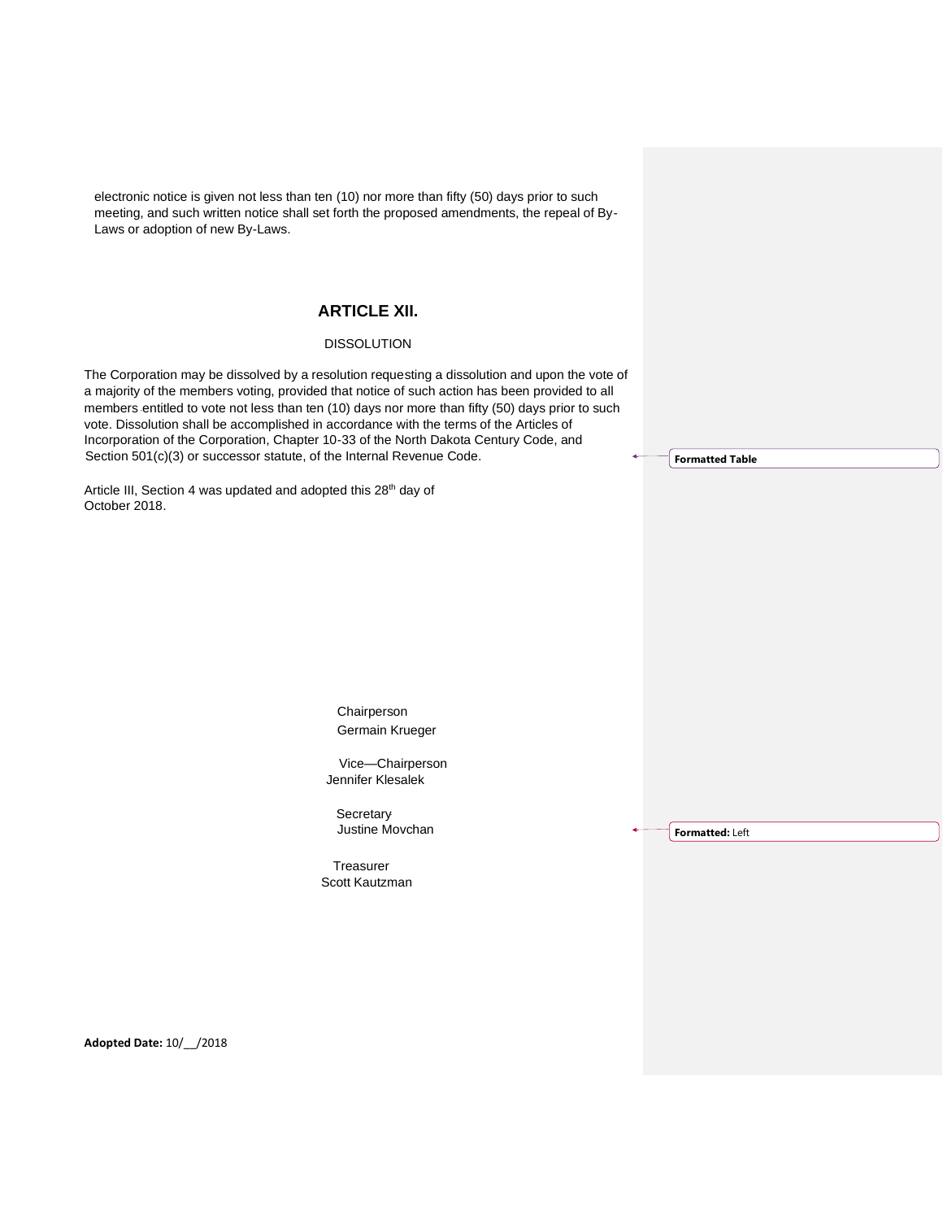electronic notice is given not less than ten (10) nor more than fifty (50) days prior to such meeting, and such written notice shall set forth the proposed amendments, the repeal of By-Laws or adoption of new By-Laws.

## ARTICLE XII.

DISSOLUTION

The Corporation may be dissolved by a resolution requesting a dissolution and upon the vote of a majority of the members voting, provided that notice of such action has been provided to all members entitled to vote not less than ten (10) days nor more than fifty (50) days prior to such vote. Dissolution shall be accomplished in accordance with the terms of the Articles of Incorporation of the Corporation, Chapter 10-33 of the North Dakota Century Code, and Section 501(c)(3) or successor statute, of the Internal Revenue Code.

Article III, Section 4 was updated and adopted this 28th day of October 2018.

Chairperson
Germain Krueger

Vice—Chairperson
Jennifer Klesalek

Secretary
Justine Movchan

Treasurer
Scott Kautzman

**Adopted Date:** 10/__/2018